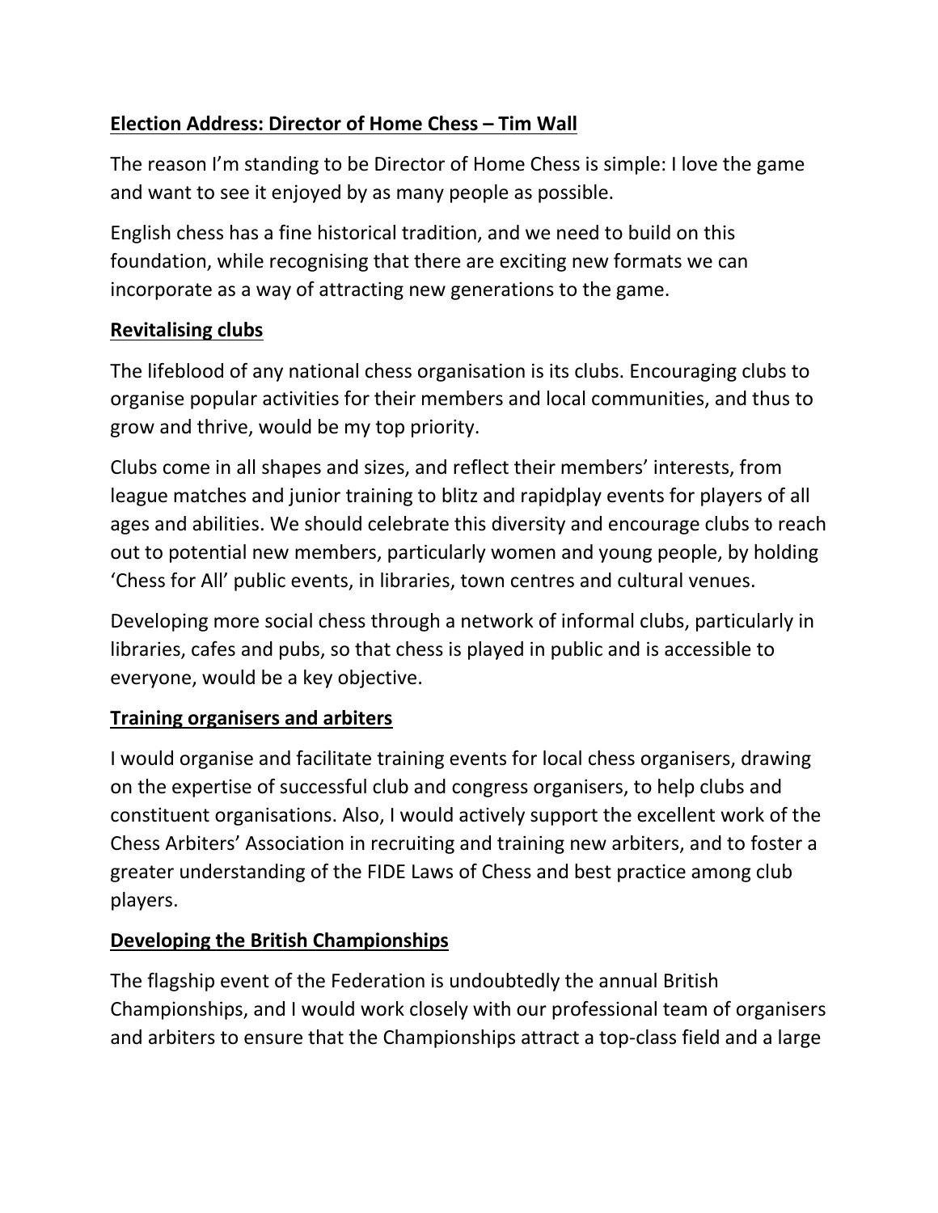## Election Address: Director of Home Chess – Tim Wall

The reason I'm standing to be Director of Home Chess is simple: I love the game and want to see it enjoyed by as many people as possible.

English chess has a fine historical tradition, and we need to build on this foundation, while recognising that there are exciting new formats we can incorporate as a way of attracting new generations to the game.

### Revitalising clubs

The lifeblood of any national chess organisation is its clubs. Encouraging clubs to organise popular activities for their members and local communities, and thus to grow and thrive, would be my top priority.

Clubs come in all shapes and sizes, and reflect their members' interests, from league matches and junior training to blitz and rapidplay events for players of all ages and abilities. We should celebrate this diversity and encourage clubs to reach out to potential new members, particularly women and young people, by holding 'Chess for All' public events, in libraries, town centres and cultural venues.

Developing more social chess through a network of informal clubs, particularly in libraries, cafes and pubs, so that chess is played in public and is accessible to everyone, would be a key objective.

### Training organisers and arbiters

I would organise and facilitate training events for local chess organisers, drawing on the expertise of successful club and congress organisers, to help clubs and constituent organisations. Also, I would actively support the excellent work of the Chess Arbiters' Association in recruiting and training new arbiters, and to foster a greater understanding of the FIDE Laws of Chess and best practice among club players.

### Developing the British Championships

The flagship event of the Federation is undoubtedly the annual British Championships, and I would work closely with our professional team of organisers and arbiters to ensure that the Championships attract a top-class field and a large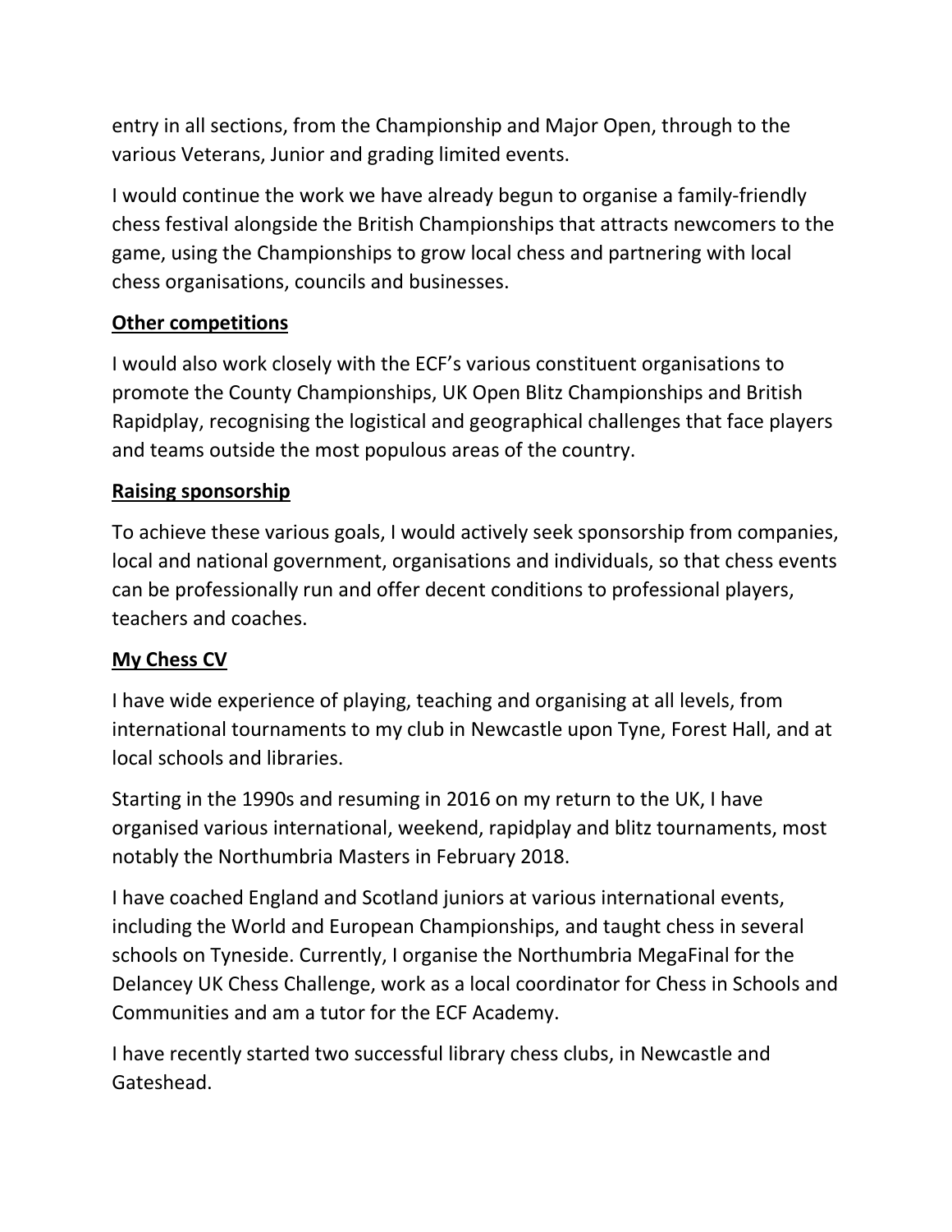entry in all sections, from the Championship and Major Open, through to the various Veterans, Junior and grading limited events.

I would continue the work we have already begun to organise a family-friendly chess festival alongside the British Championships that attracts newcomers to the game, using the Championships to grow local chess and partnering with local chess organisations, councils and businesses.

## **Other competitions**

I would also work closely with the ECF's various constituent organisations to promote the County Championships, UK Open Blitz Championships and British Rapidplay, recognising the logistical and geographical challenges that face players and teams outside the most populous areas of the country.

## **Raising sponsorship**

To achieve these various goals, I would actively seek sponsorship from companies, local and national government, organisations and individuals, so that chess events can be professionally run and offer decent conditions to professional players, teachers and coaches.

## **My Chess CV**

I have wide experience of playing, teaching and organising at all levels, from international tournaments to my club in Newcastle upon Tyne, Forest Hall, and at local schools and libraries.

Starting in the 1990s and resuming in 2016 on my return to the UK, I have organised various international, weekend, rapidplay and blitz tournaments, most notably the Northumbria Masters in February 2018.

I have coached England and Scotland juniors at various international events, including the World and European Championships, and taught chess in several schools on Tyneside. Currently, I organise the Northumbria MegaFinal for the Delancey UK Chess Challenge, work as a local coordinator for Chess in Schools and Communities and am a tutor for the ECF Academy.

I have recently started two successful library chess clubs, in Newcastle and Gateshead.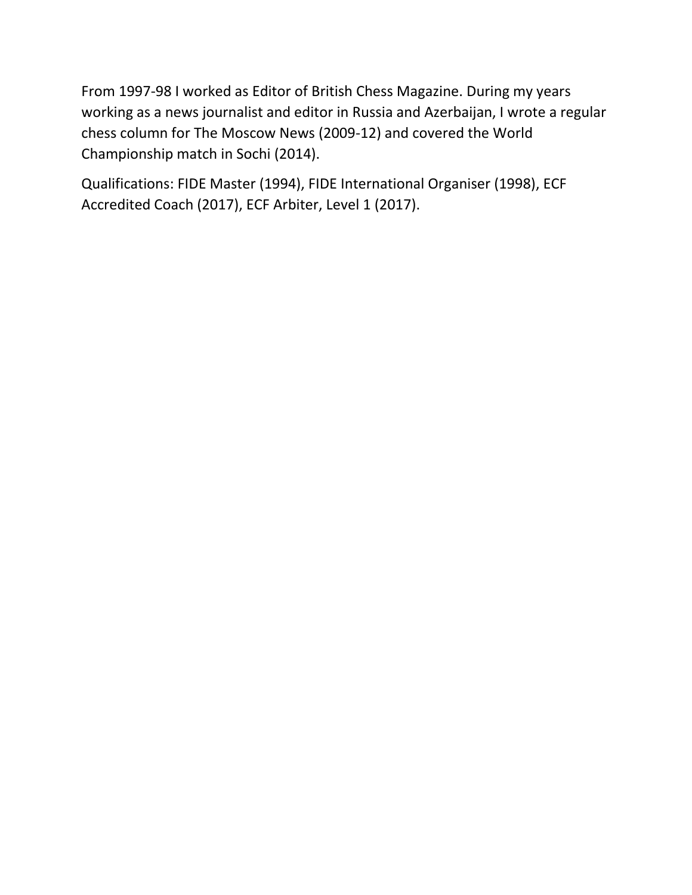From 1997-98 I worked as Editor of British Chess Magazine. During my years working as a news journalist and editor in Russia and Azerbaijan, I wrote a regular chess column for The Moscow News (2009-12) and covered the World Championship match in Sochi (2014).

Qualifications: FIDE Master (1994), FIDE International Organiser (1998), ECF Accredited Coach (2017), ECF Arbiter, Level 1 (2017).